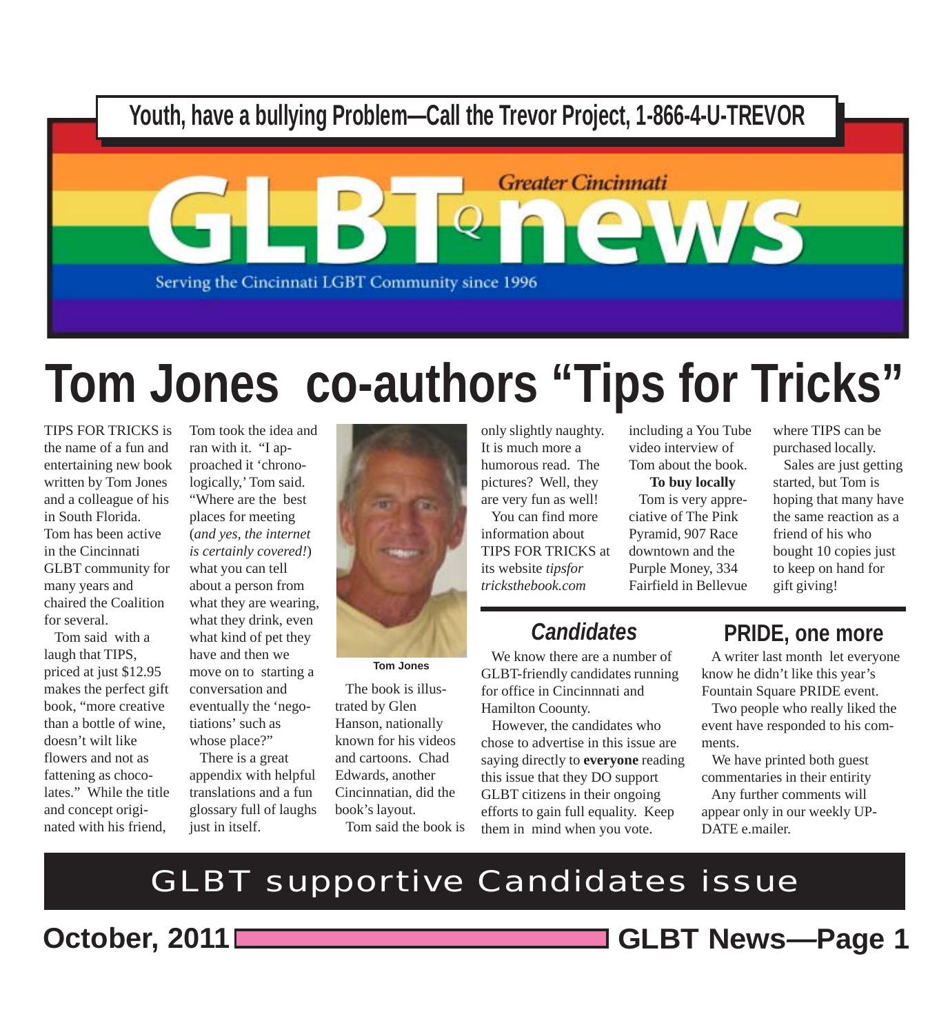**Youth, have a bullying Problem—Call the Trevor Project, 1-866-4-U-TREVOR**

# Greater Cincinnati GLBTQ news

Serving the Cincinnati LGBT Community since 1996

# Tom Jones co-authors "Tips for Tricks"

TIPS FOR TRICKS is the name of a fun and entertaining new book written by Tom Jones and a colleague of his in South Florida. Tom has been active in the Cincinnati GLBT community for many years and chaired the Coalition for several.

Tom said with a laugh that TIPS, priced at just $12.95 makes the perfect gift book, "more creative than a bottle of wine, doesn't wilt like flowers and not as fattening as chocolates." While the title and concept originated with his friend, Tom took the idea and ran with it. "I approached it 'chronologically,' Tom said. "Where are the best places for meeting (*and yes, the internet is certainly covered!*) what you can tell about a person from what they are wearing, what they drink, even what kind of pet they have and then we move on to starting a conversation and eventually the 'negotiations' such as whose place?"

There is a great appendix with helpful translations and a fun glossary full of laughs just in itself.

Tom Jones

The book is illustrated by Glen Hanson, nationally known for his videos and cartoons. Chad Edwards, another Cincinnatian, did the book's layout.

Tom said the book is only slightly naughty. It is much more a humorous read. The pictures? Well, they are very fun as well!

You can find more information about TIPS FOR TRICKS at its website *tipsfor tricksthebook.com* including a You Tube video interview of Tom about the book.

**To buy locally**

Tom is very appreciative of The Pink Pyramid, 907 Race downtown and the Purple Money, 334 Fairfield in Bellevue where TIPS can be purchased locally.

Sales are just getting started, but Tom is hoping that many have the same reaction as a friend of his who bought 10 copies just to keep on hand for gift giving!

## *Candidates*

We know there are a number of GLBT-friendly candidates running for office in Cincinnnati and Hamilton Coounty.

However, the candidates who chose to advertise in this issue are saying directly to **everyone** reading this issue that they DO support GLBT citizens in their ongoing efforts to gain full equality. Keep them in mind when you vote.

## PRIDE, one more

A writer last month let everyone know he didn't like this year's Fountain Square PRIDE event.

Two people who really liked the event have responded to his comments.

We have printed both guest commentaries in their entirity

Any further comments will appear only in our weekly UPDATE e.mailer.

## GLBT supportive Candidates issue

**October, 2011** **GLBT News—Page 1**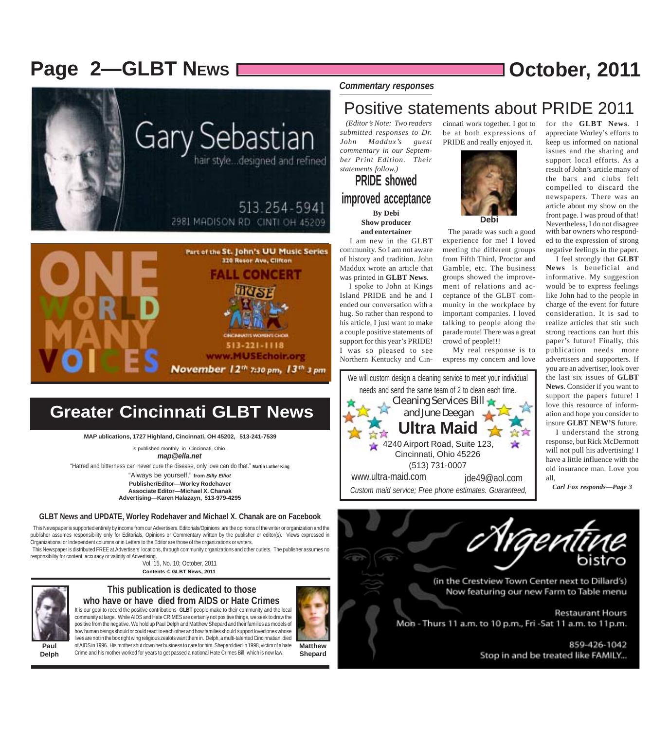Gary Sebastian

hair style...designed and refined

513.254-5941

2981 MADISON RD CINTI OH 45209

ONE WORLD MANY VOICES

Part of the St. John's UU Music Series
320 Resor Ave, Clifton

FALL CONCERT

MUSE

CINCINNATI'S WOMEN'S CHOIR

513-221-1118

www.MUSEchoir.org

November 12th 7:30 pm, 13th 3 pm

## Greater Cincinnati GLBT News

**MAP ublications, 1727 Highland, Cincinnati, OH 45202, 513-241-7539**

is published monthly in Cincinnati, Ohio.

***map@ella.net***

"Hatred and bitterness can never cure the disease, only love can do that." **Martin Luther King**

"Always be yourself," **from *Billy Elliot***

**Publisher/Editor—Worley Rodehaver**
**Associate Editor—Michael X. Chanak**
**Advertising—Karen Halazayn, 513-979-4295**

**GLBT News and UPDATE, Worley Rodehaver and Michael X. Chanak are on Facebook**

This Newspaper is supported entirely by income from our Advertisers. Editorials/Opinions are the opinions of the writer or organization and the publisher assumes responsibility only for Editorials, Opinions or Commentary written by the publisher or editor(s). Views expressed in Organizational or Independent columns or in Letters to the Editor are those of the organizations or writers.

This Newspaper is distributed FREE at Advertisers' locations, through community organizations and other outlets. The publisher assumes no responsibility for content, accuracy or validity of Advertising.

Vol. 15, No. 10; October, 2011

**Contents © GLBT News, 2011**

### This publication is dedicated to those who have or have died from AIDS or Hate Crimes

It is our goal to record the positive contributions **GLBT** people make to their community and the local community at large. While AIDS and Hate CRIMES are certainly not positive things, we seek to draw the positive from the negative. We hold up Paul Delph and Matthew Shepard and their families as models of how human beings should or could react to each other and how families should support loved ones whose lives are not in the box right wing religious zealots want them in. Delph, a multi-talented Cincinnatian, died of AIDS in 1996. His mother shut down her business to care for him. Shepard died in 1998, victim of a hate Crime and his mother worked for years to get passed a national Hate Crimes Bill, which is now law.

**Paul Delph**

**Matthew Shepard**

***Commentary responses***

# Positive statements about PRIDE 2011

*(Editor's Note: Two readers submitted responses to Dr. John Maddux's guest commentary in our September Print Edition. Their statements follow.)*

## PRIDE showed improved acceptance

**By Debi**
**Show producer and entertainer**

I am new in the GLBT community. So I am not aware of history and tradition. John Maddux wrote an article that was printed in **GLBT News**.

I spoke to John at Kings Island PRIDE and he and I ended our conversation with a hug. So rather than respond to his article, I just want to make a couple positive statements of support for this year's PRIDE! I was so pleased to see Northern Kentucky and Cincinnati work together. I got to be at both expressions of PRIDE and really enjoyed it.

**Debi**

The parade was such a good experience for me! I loved meeting the different groups from Fifth Third, Proctor and Gamble, etc. The business groups showed the improvement of relations and acceptance of the GLBT community in the workplace by important companies. I loved talking to people along the parade route! There was a great crowd of people!!!

My real response is to express my concern and love for the **GLBT News**. I appreciate Worley's efforts to keep us informed on national issues and the sharing and support local efforts. As a result of John's article many of the bars and clubs felt compelled to discard the newspapers. There was an article about my show on the front page. I was proud of that! Nevertheless, I do not disagree with bar owners who responded to the expression of strong negative feelings in the paper.

I feel strongly that **GLBT News** is beneficial and informative. My suggestion would be to express feelings like John had to the people in charge of the event for future consideration. It is sad to realize articles that stir such strong reactions can hurt this paper's future! Finally, this publication needs more advertisers and supporters. If you are an advertiser, look over the last six issues of **GLBT News**. Consider if you want to support the papers future! I love this resource of information and hope you consider to insure **GLBT NEW'S** future.

I understand the strong response, but Rick McDermott will not pull his advertising! I have a little influence with the old insurance man. Love you all,

***Carl Fox responds—Page 3***

We will custom design a cleaning service to meet your individual needs and send the same team of 2 to clean each time.

Cleaning Services Bill and June Deegan

**Ultra Maid**

4240 Airport Road, Suite 123, Cincinnati, Ohio 45226

(513) 731-0007

www.ultra-maid.com jde49@aol.com

*Custom maid service; Free phone estimates. Guaranteed,*

Argentine bistro

(in the Crestview Town Center next to Dillard's)
Now featuring our new Farm to Table menu

Restaurant Hours
Mon - Thurs 11 a.m. to 10 p.m., Fri -Sat 11 a.m. to 11p.m.

859-426-1042
Stop in and be treated like FAMILY...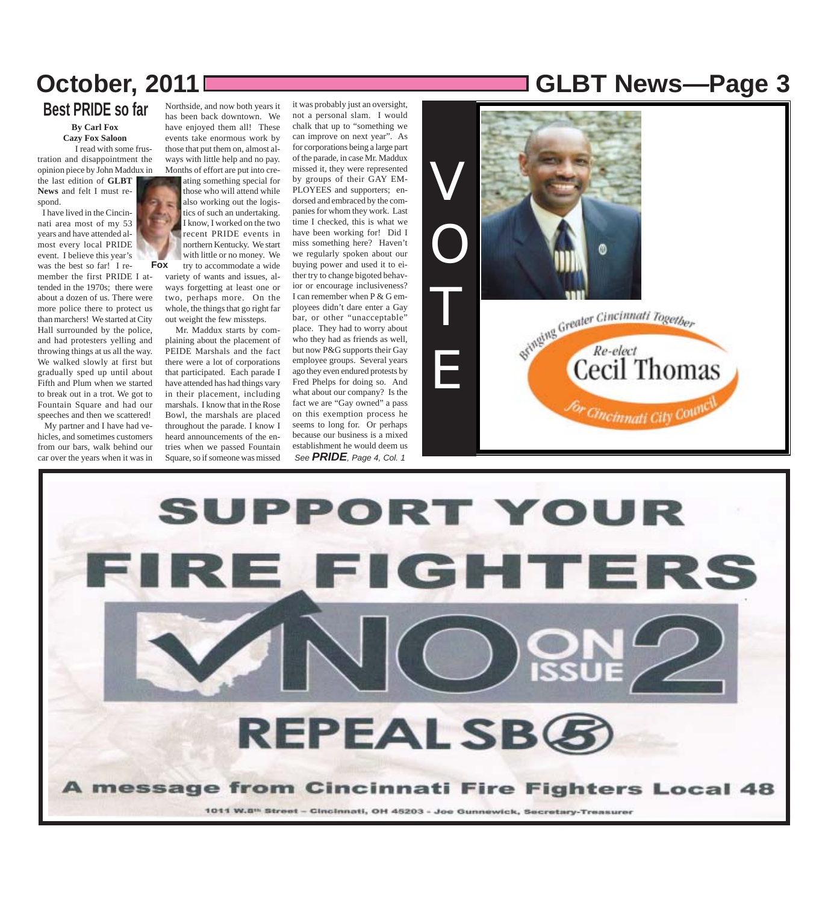## Best PRIDE so far

**By Carl Fox**
**Cazy Fox Saloon**

I read with some frustration and disappointment the opinion piece by John Maddux in the last edition of **GLBT News** and felt I must respond.

Fox

I have lived in the Cincinnati area most of my 53 years and have attended almost every local PRIDE event. I believe this year's was the best so far! I remember the first PRIDE I attended in the 1970s; there were about a dozen of us. There were more police there to protect us than marchers! We started at City Hall surrounded by the police, and had protesters yelling and throwing things at us all the way. We walked slowly at first but gradually sped up until about Fifth and Plum when we started to break out in a trot. We got to Fountain Square and had our speeches and then we scattered!

My partner and I have had vehicles, and sometimes customers from our bars, walk behind our car over the years when it was in Northside, and now both years it has been back downtown. We have enjoyed them all! These events take enormous work by those that put them on, almost always with little help and no pay. Months of effort are put into creating something special for those who will attend while also working out the logistics of such an undertaking. I know, I worked on the two recent PRIDE events in northern Kentucky. We start with little or no money. We try to accommodate a wide variety of wants and issues, always forgetting at least one or two, perhaps more. On the whole, the things that go right far out weight the few missteps.

Mr. Maddux starts by complaining about the placement of PEIDE Marshals and the fact there were a lot of corporations that participated. Each parade I have attended has had things vary in their placement, including marshals. I know that in the Rose Bowl, the marshals are placed throughout the parade. I know I heard announcements of the entries when we passed Fountain Square, so if someone was missed it was probably just an oversight, not a personal slam. I would chalk that up to "something we can improve on next year". As for corporations being a large part of the parade, in case Mr. Maddux missed it, they were represented by groups of their GAY EMPLOYEES and supporters; endorsed and embraced by the companies for whom they work. Last time I checked, this is what we have been working for! Did I miss something here? Haven't we regularly spoken about our buying power and used it to either try to change bigoted behavior or encourage inclusiveness? I can remember when P & G employees didn't dare enter a Gay bar, or other "unacceptable" place. They had to worry about who they had as friends as well, but now P&G supports their Gay employee groups. Several years ago they even endured protests by Fred Phelps for doing so. And what about our company? Is the fact we are "Gay owned" a pass on this exemption process he seems to long for. Or perhaps because our business is a mixed establishment he would deem us

*See **PRIDE**, Page 4, Col. 1*

---

VOTE

Bringing Greater Cincinnati Together

Re-elect
Cecil Thomas
for Cincinnati City Council

---

SUPPORT YOUR FIRE FIGHTERS

NO ON ISSUE 2

REPEAL SB 5

A message from Cincinnati Fire Fighters Local 48

1011 W.8th Street – Cincinnati, OH 45203 - Joe Gunnewick, Secretary-Treasurer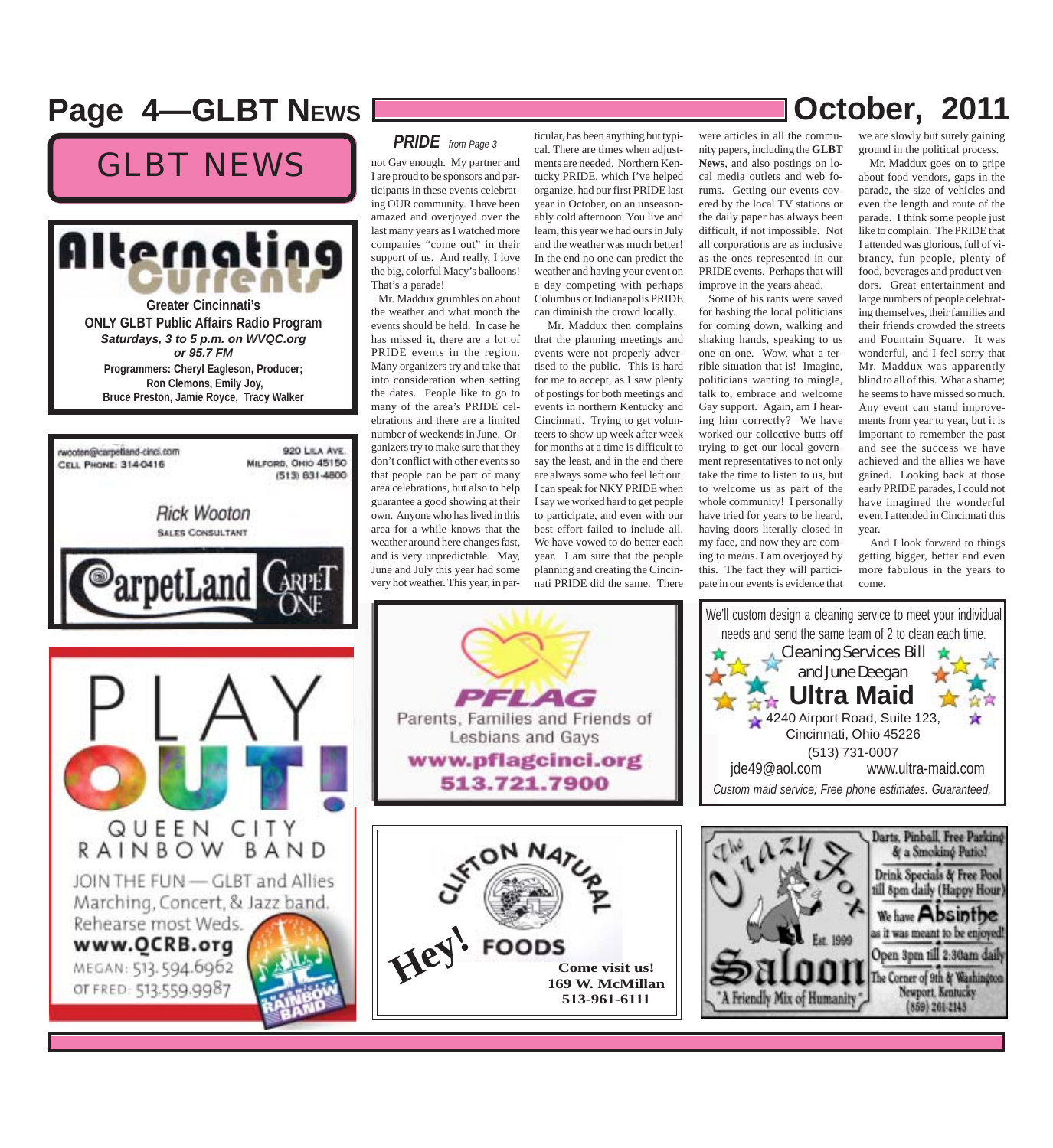# GLBT NEWS

**Alternating Currents**

**Greater Cincinnati's**
**ONLY GLBT Public Affairs Radio Program**
***Saturdays, 3 to 5 p.m. on WVQC.org***
***or 95.7 FM***
**Programmers: Cheryl Eagleson, Producer;**
**Ron Clemons, Emily Joy,**
**Bruce Preston, Jamie Royce, Tracy Walker**

rwooten@carpetland-cinci.com
CELL PHONE: 314-0416

920 LILA AVE.
MILFORD, OHIO 45150
(513) 831-4800

*Rick Wooton*
SALES CONSULTANT

CarpetLand CARPET ONE

PLAY OUT!
QUEEN CITY RAINBOW BAND
JOIN THE FUN — GLBT and Allies
Marching, Concert, & Jazz band.
Rehearse most Weds.
**www.QCRB.org**
MEGAN: 513.594.6962
or FRED: 513.559.9987

## *PRIDE*—*from Page 3*

not Gay enough. My partner and I are proud to be sponsors and participants in these events celebrating OUR community. I have been amazed and overjoyed over the last many years as I watched more companies "come out" in their support of us. And really, I love the big, colorful Macy's balloons! That's a parade!

Mr. Maddux grumbles on about the weather and what month the events should be held. In case he has missed it, there are a lot of PRIDE events in the region. Many organizers try and take that into consideration when setting the dates. People like to go to many of the area's PRIDE celebrations and there are a limited number of weekends in June. Organizers try to make sure that they don't conflict with other events so that people can be part of many area celebrations, but also to help guarantee a good showing at their own. Anyone who has lived in this area for a while knows that the weather around here changes fast, and is very unpredictable. May, June and July this year had some very hot weather. This year, in particular, has been anything but typical. There are times when adjustments are needed. Northern Kentucky PRIDE, which I've helped organize, had our first PRIDE last year in October, on an unseasonably cold afternoon. You live and learn, this year we had ours in July and the weather was much better! In the end no one can predict the weather and having your event on a day competing with perhaps Columbus or Indianapolis PRIDE can diminish the crowd locally.

Mr. Maddux then complains that the planning meetings and events were not properly advertised to the public. This is hard for me to accept, as I saw plenty of postings for both meetings and events in northern Kentucky and Cincinnati. Trying to get volunteers to show up week after week for months at a time is difficult to say the least, and in the end there are always some who feel left out. I can speak for NKY PRIDE when I say we worked hard to get people to participate, and even with our best effort failed to include all. We have vowed to do better each year. I am sure that the people planning and creating the Cincinnati PRIDE did the same. There were articles in all the community papers, including the **GLBT News**, and also postings on local media outlets and web forums. Getting our events covered by the local TV stations or the daily paper has always been difficult, if not impossible. Not all corporations are as inclusive as the ones represented in our PRIDE events. Perhaps that will improve in the years ahead.

Some of his rants were saved for bashing the local politicians for coming down, walking and shaking hands, speaking to us one on one. Wow, what a terrible situation that is! Imagine, politicians wanting to mingle, talk to, embrace and welcome Gay support. Again, am I hearing him correctly? We have worked our collective butts off trying to get our local government representatives to not only take the time to listen to us, but to welcome us as part of the whole community! I personally have tried for years to be heard, having doors literally closed in my face, and now they are coming to me/us. I am overjoyed by this. The fact they will participate in our events is evidence that we are slowly but surely gaining ground in the political process.

Mr. Maddux goes on to gripe about food vendors, gaps in the parade, the size of vehicles and even the length and route of the parade. I think some people just like to complain. The PRIDE that I attended was glorious, full of vibrancy, fun people, plenty of food, beverages and product vendors. Great entertainment and large numbers of people celebrating themselves, their families and their friends crowded the streets and Fountain Square. It was wonderful, and I feel sorry that Mr. Maddux was apparently blind to all of this. What a shame; he seems to have missed so much. Any event can stand improvements from year to year, but it is important to remember the past and see the success we have achieved and the allies we have gained. Looking back at those early PRIDE parades, I could not have imagined the wonderful event I attended in Cincinnati this year.

And I look forward to things getting bigger, better and even more fabulous in the years to come.

**PFLAG**
Parents, Families and Friends of Lesbians and Gays
**www.pflagcinci.org**
**513.721.7900**

We'll custom design a cleaning service to meet your individual needs and send the same team of 2 to clean each time.
Cleaning Services Bill and June Deegan
**Ultra Maid**
4240 Airport Road, Suite 123,
Cincinnati, Ohio 45226
(513) 731-0007
jde49@aol.com www.ultra-maid.com
*Custom maid service; Free phone estimates. Guaranteed,*

**CLIFTON NATURAL FOODS**
**Hey!**
**Come visit us!**
**169 W. McMillan**
**513-961-6111**

The Crazy Fox Saloon
Est. 1999
"A Friendly Mix of Humanity"
Darts, Pinball, Free Parking & a Smoking Patio!
Drink Specials & Free Pool till 8pm daily (Happy Hour)
We have Absinthe as it was meant to be enjoyed!
Open 3pm till 2:30am daily
The Corner of 9th & Washington
Newport, Kentucky
(859) 261-2143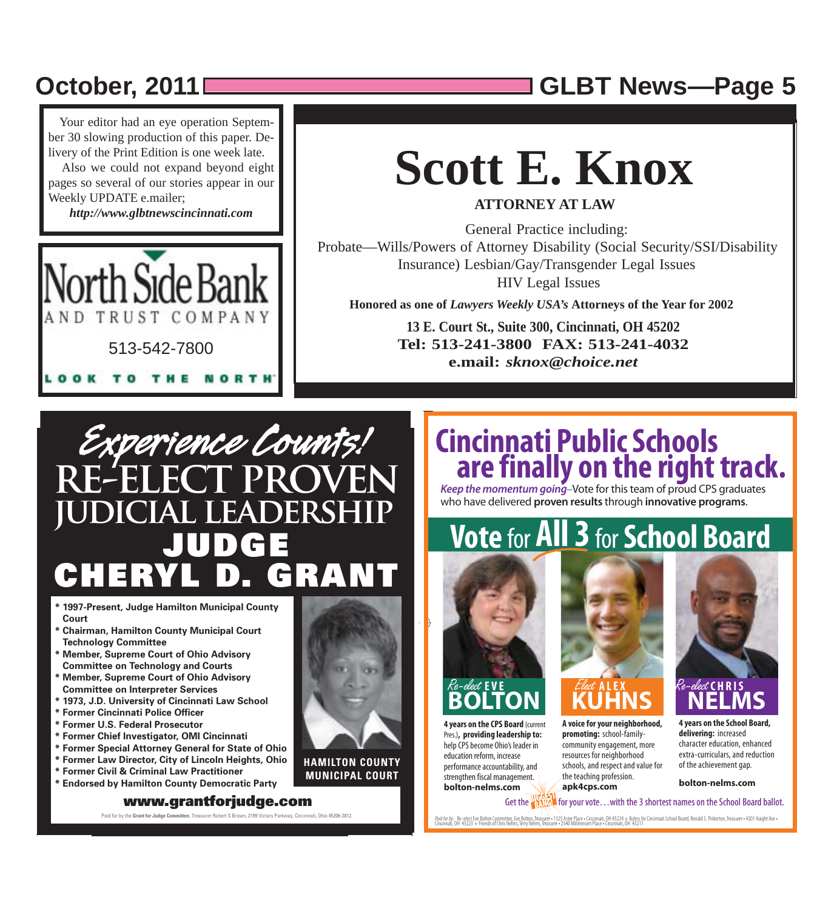Your editor had an eye operation September 30 slowing production of this paper. Delivery of the Print Edition is one week late.

Also we could not expand beyond eight pages so several of our stories appear in our Weekly UPDATE e.mailer;

***http://www.glbtnewscincinnati.com***

North Side Bank

AND TRUST COMPANY

513-542-7800

LOOK TO THE NORTH

# Scott E. Knox

**ATTORNEY AT LAW**

General Practice including:
Probate—Wills/Powers of Attorney Disability (Social Security/SSI/Disability Insurance) Lesbian/Gay/Transgender Legal Issues
HIV Legal Issues

**Honored as one of *Lawyers Weekly USA's* Attorneys of the Year for 2002**

**13 E. Court St., Suite 300, Cincinnati, OH 45202**
**Tel: 513-241-3800 FAX: 513-241-4032**
**e.mail: *sknox@choice.net***

## *Experience Counts!*
## RE-ELECT PROVEN JUDICIAL LEADERSHIP
# JUDGE CHERYL D. GRANT

- **1997-Present, Judge Hamilton Municipal County Court**
- **Chairman, Hamilton County Municipal Court Technology Committee**
- **Member, Supreme Court of Ohio Advisory Committee on Technology and Courts**
- **Member, Supreme Court of Ohio Advisory Committee on Interpreter Services**
- **1973, J.D. University of Cincinnati Law School**
- **Former Cincinnati Police Officer**
- **Former U.S. Federal Prosecutor**
- **Former Chief Investigator, OMI Cincinnati**
- **Former Special Attorney General for State of Ohio**
- **Former Law Director, City of Lincoln Heights, Ohio**
- **Former Civil & Criminal Law Practitioner**
- **Endorsed by Hamilton County Democratic Party**

**HAMILTON COUNTY MUNICIPAL COURT**

**www.grantforjudge.com**

Paid for by the **Grant for Judge Committee,** Treasurer Robert S Brown, 2199 Victory Parkway, Cincinnati, Ohio 45206-2812.

# Cincinnati Public Schools are finally on the right track.

***Keep the momentum going***–Vote for this team of proud CPS graduates who have delivered **proven results** through **innovative programs**.

## Vote for All 3 for School Board

*Re-elect* **EVE BOLTON**

**4 years on the CPS Board** (current Pres.), **providing leadership to:** help CPS become Ohio's leader in education reform, increase performance accountability, and strengthen fiscal management.
**bolton-nelms.com**

*Elect* **ALEX KUHNS**

**A voice for your neighborhood, promoting:** school-family-community engagement, more resources for neighborhood schools, and respect and value for the teaching profession.
**apk4cps.com**

*Re-elect* **CHRIS NELMS**

**4 years on the School Board, delivering:** increased character education, enhanced extra-curriculars, and reduction of the achievement gap.

**bolton-nelms.com**

**Get the BIGGEST BANG! for your vote…with the 3 shortest names on the School Board ballot.**

*Paid for by:* Re-elect Eve Bolton Committee, Eve Bolton, Treasurer • 1325 Aster Place • Cincinnati, OH 45224 + Kuhns for Cincinnati School Board, Ronald S. Pinkerton, Treasurer • 4301 Haight Ave • Cincinnati, OH 45223 + Friends of Chris Nelms, Terry Nelms, Treasurer • 2540 Millennium Place • Cincinnati, OH 45211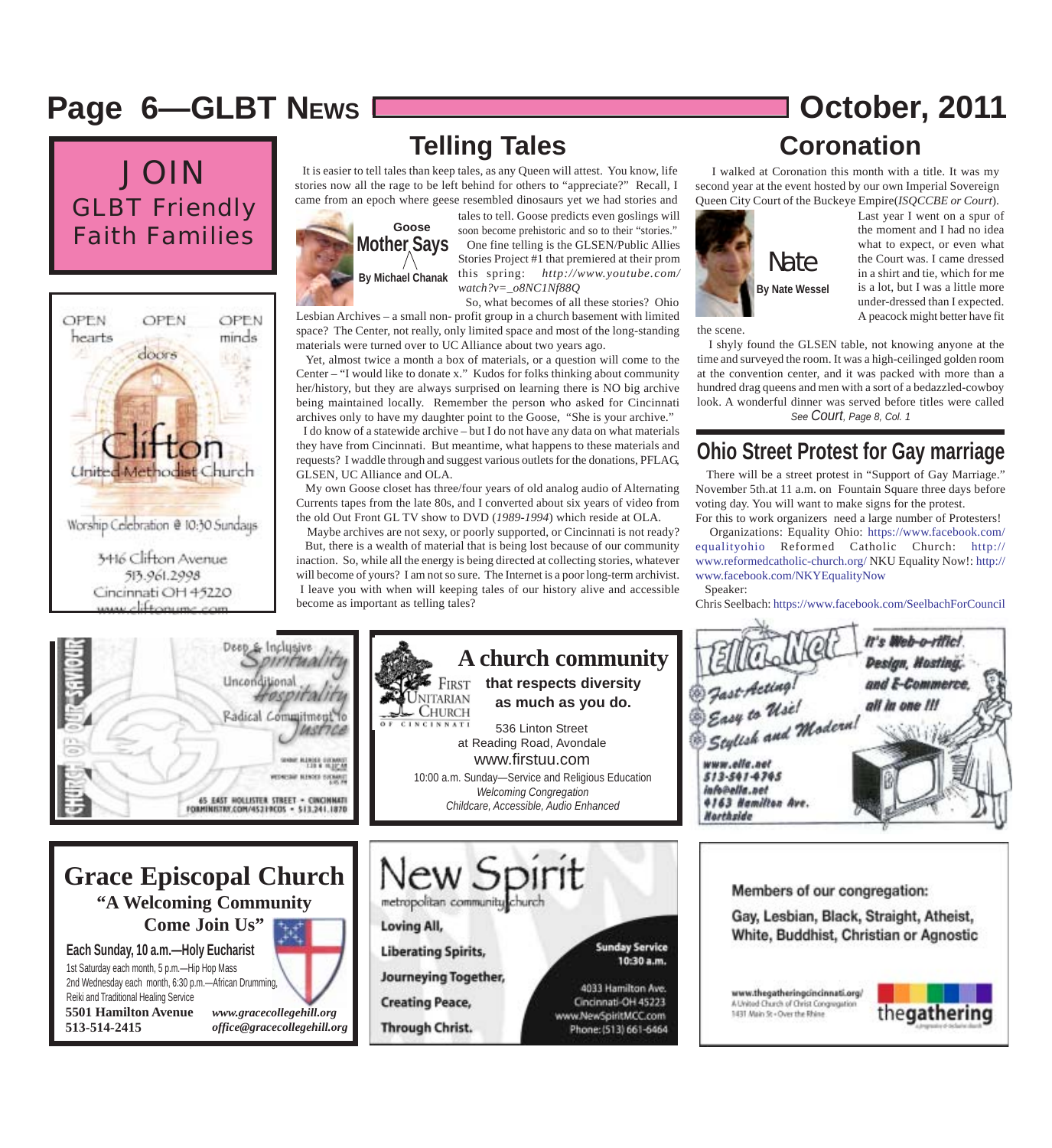# Telling Tales

**Goose Mother Says**
**By Michael Chanak**

It is easier to tell tales than keep tales, as any Queen will attest. You know, life stories now all the rage to be left behind for others to "appreciate?" Recall, I came from an epoch where geese resembled dinosaurs yet we had stories and tales to tell. Goose predicts even goslings will soon become prehistoric and so to their "stories."

One fine telling is the GLSEN/Public Allies Stories Project #1 that premiered at their prom this spring: *http://www.youtube.com/watch?v=_o8NC1Nf88Q*

So, what becomes of all these stories? Ohio Lesbian Archives – a small non- profit group in a church basement with limited space? The Center, not really, only limited space and most of the long-standing materials were turned over to UC Alliance about two years ago.

Yet, almost twice a month a box of materials, or a question will come to the Center – "I would like to donate x." Kudos for folks thinking about community her/history, but they are always surprised on learning there is NO big archive being maintained locally. Remember the person who asked for Cincinnati archives only to have my daughter point to the Goose, "She is your archive."

I do know of a statewide archive – but I do not have any data on what materials they have from Cincinnati. But meantime, what happens to these materials and requests? I waddle through and suggest various outlets for the donations, PFLAG, GLSEN, UC Alliance and OLA.

My own Goose closet has three/four years of old analog audio of Alternating Currents tapes from the late 80s, and I converted about six years of video from the old Out Front GL TV show to DVD (*1989-1994*) which reside at OLA.

Maybe archives are not sexy, or poorly supported, or Cincinnati is not ready?

But, there is a wealth of material that is being lost because of our community inaction. So, while all the energy is being directed at collecting stories, whatever will become of yours? I am not so sure. The Internet is a poor long-term archivist.

I leave you with when will keeping tales of our history alive and accessible become as important as telling tales?

# Coronation

**Nate**
**By Nate Wessel**

I walked at Coronation this month with a title. It was my second year at the event hosted by our own Imperial Sovereign Queen City Court of the Buckeye Empire(*ISQCCBE or Court*).

Last year I went on a spur of the moment and I had no idea what to expect, or even what the Court was. I came dressed in a shirt and tie, which for me is a lot, but I was a little more under-dressed than I expected. A peacock might better have fit the scene.

I shyly found the GLSEN table, not knowing anyone at the time and surveyed the room. It was a high-ceilinged golden room at the convention center, and it was packed with more than a hundred drag queens and men with a sort of a bedazzled-cowboy look. A wonderful dinner was served before titles were called

*See Court, Page 8, Col. 1*

# Ohio Street Protest for Gay marriage

There will be a street protest in "Support of Gay Marriage." November 5th.at 11 a.m. on Fountain Square three days before voting day. You will want to make signs for the protest.

For this to work organizers need a large number of Protesters!

Organizations: Equality Ohio: https://www.facebook.com/equalityohio Reformed Catholic Church: http://www.reformedcatholic-church.org/ NKU Equality Now!: http://www.facebook.com/NKYEqualityNow

Speaker:

Chris Seelbach: https://www.facebook.com/SeelbachForCouncil

---

## JOIN GLBT Friendly Faith Families

---

OPEN hearts OPEN doors OPEN minds

**Clifton United Methodist Church**

Worship Celebration @ 10:30 Sundays

3416 Clifton Avenue
513.961.2998
Cincinnati OH 45220
www.cliftonumc.com

---

**Church of Our Saviour**

Deep & Inclusive Spirituality
Unconditional Hospitality
Radical Commitment to Justice

65 East Hollister Street • Cincinnati
forministry.com/45219cos • 513.241.1870

---

**First Unitarian Church of Cincinnati**

## A church community

**that respects diversity as much as you do.**

536 Linton Street
at Reading Road, Avondale
www.firstuu.com
10:00 a.m. Sunday—Service and Religious Education
*Welcoming Congregation*
*Childcare, Accessible, Audio Enhanced*

---

**Ella.Net**

It's Web-o-rific! Design, Hosting, and E-Commerce, all in one !!!

Fast-Acting! Easy to Use! Stylish and Modern!

www.ella.net
513-541-4745
info@ella.net
4163 Hamilton Ave.
Northside

---

## Grace Episcopal Church

**"A Welcoming Community Come Join Us"**

**Each Sunday, 10 a.m.—Holy Eucharist**

1st Saturday each month, 5 p.m.—Hip Hop Mass
2nd Wednesday each month, 6:30 p.m.—African Drumming, Reiki and Traditional Healing Service

**5501 Hamilton Avenue**
**513-514-2415**
*www.gracecollegehill.org*
*office@gracecollegehill.org*

---

**New Spirit** metropolitan community church

Loving All,
Liberating Spirits,
Journeying Together,
Creating Peace,
Through Christ.

**Sunday Service 10:30 a.m.**

4033 Hamilton Ave.
Cincinnati-OH 45223
www.NewSpiritMCC.com
Phone: (513) 661-6464

---

**Members of our congregation:**

**Gay, Lesbian, Black, Straight, Atheist, White, Buddhist, Christian or Agnostic**

www.thegatheringcincinnati.org/
A United Church of Christ Congregation
1431 Main St • Over the Rhine

**thegathering**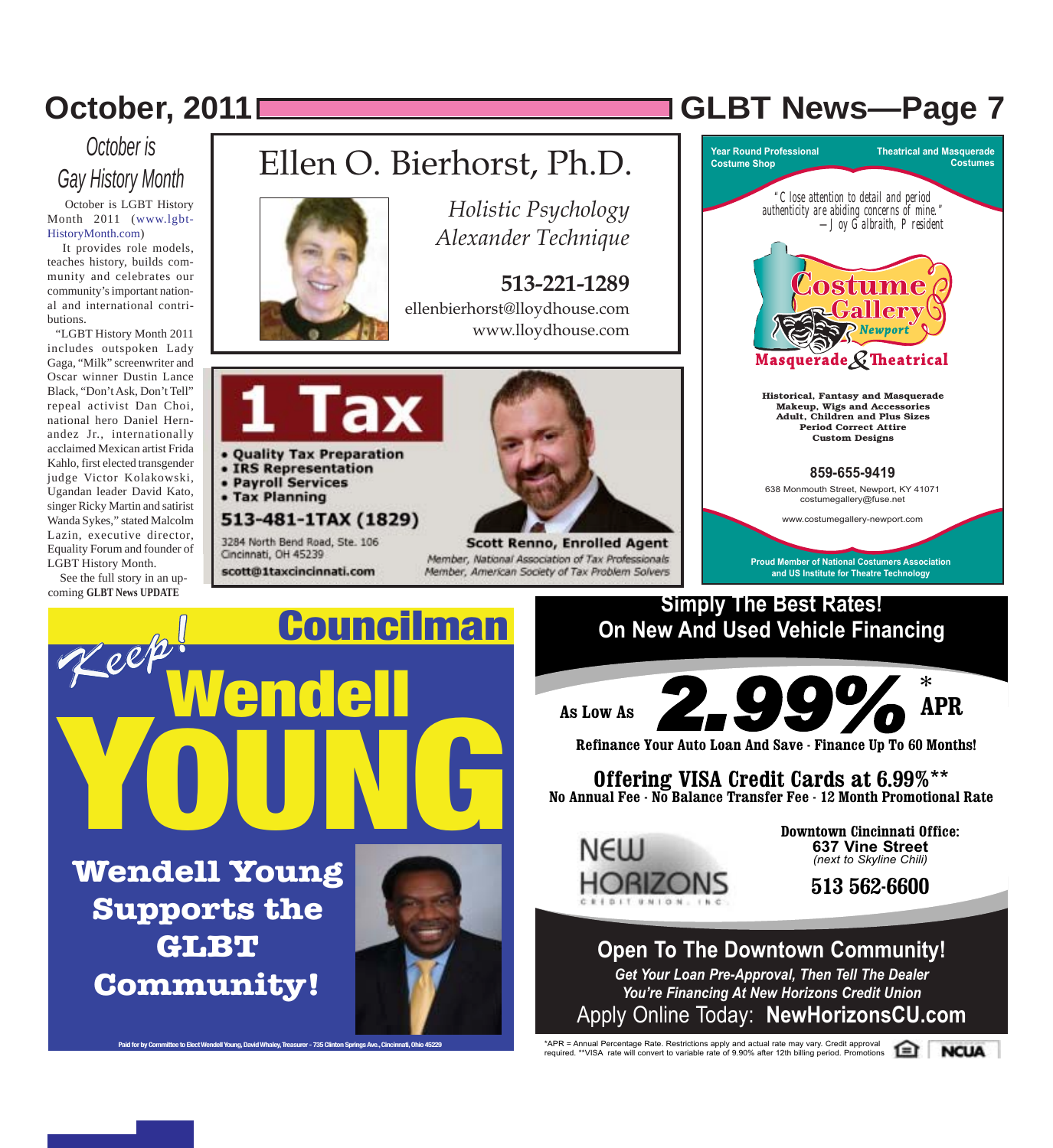## October is Gay History Month

October is LGBT History Month 2011 (www.lgbt-HistoryMonth.com)

It provides role models, teaches history, builds community and celebrates our community's important national and international contributions.

"LGBT History Month 2011 includes outspoken Lady Gaga, "Milk" screenwriter and Oscar winner Dustin Lance Black, "Don't Ask, Don't Tell" repeal activist Dan Choi, national hero Daniel Hernandez Jr., internationally acclaimed Mexican artist Frida Kahlo, first elected transgender judge Victor Kolakowski, Ugandan leader David Kato, singer Ricky Martin and satirist Wanda Sykes," stated Malcolm Lazin, executive director, Equality Forum and founder of LGBT History Month.

See the full story in an upcoming **GLBT News UPDATE**

---

# Ellen O. Bierhorst, Ph.D.

*Holistic Psychology*
*Alexander Technique*

**513-221-1289**
ellenbierhorst@lloydhouse.com
www.lloydhouse.com

---

# 1 Tax

- Quality Tax Preparation
- IRS Representation
- Payroll Services
- Tax Planning

**513-481-1TAX (1829)**

3284 North Bend Road, Ste. 106
Cincinnati, OH 45239
**scott@1taxcincinnati.com**

**Scott Renno, Enrolled Agent**
*Member, National Association of Tax Professionals*
*Member, American Society of Tax Problem Solvers*

---

**Year Round Professional Costume Shop** — **Theatrical and Masquerade Costumes**

"Close attention to detail and period authenticity are abiding concerns of mine."
— Joy Galbraith, President

# Costume Gallery
*Newport*
**Masquerade & Theatrical**

**Historical, Fantasy and Masquerade**
**Makeup, Wigs and Accessories**
**Adult, Children and Plus Sizes**
**Period Correct Attire**
**Custom Designs**

**859-655-9419**
638 Monmouth Street, Newport, KY 41071
costumegallery@fuse.net

www.costumegallery-newport.com

**Proud Member of National Costumers Association and US Institute for Theatre Technology**

---

# Keep! Councilman Wendell YOUNG

**Wendell Young Supports the GLBT Community!**

Paid for by Committee to Elect Wendell Young, David Whaley, Treasurer - 735 Clinton Springs Ave., Cincinnati, Ohio 45229

---

## Simply The Best Rates! On New And Used Vehicle Financing

**As Low As 2.99%* APR**

**Refinance Your Auto Loan And Save - Finance Up To 60 Months!**

**Offering VISA Credit Cards at 6.99%****
**No Annual Fee - No Balance Transfer Fee - 12 Month Promotional Rate**

NEW HORIZONS CREDIT UNION, INC.

**Downtown Cincinnati Office:**
**637 Vine Street**
*(next to Skyline Chili)*
**513 562-6600**

**Open To The Downtown Community!**
*Get Your Loan Pre-Approval, Then Tell The Dealer You're Financing At New Horizons Credit Union*
Apply Online Today: **NewHorizonsCU.com**

*APR = Annual Percentage Rate. Restrictions apply and actual rate may vary. Credit approval required. **VISA rate will convert to variable rate of 9.90% after 12th billing period. Promotions

NCUA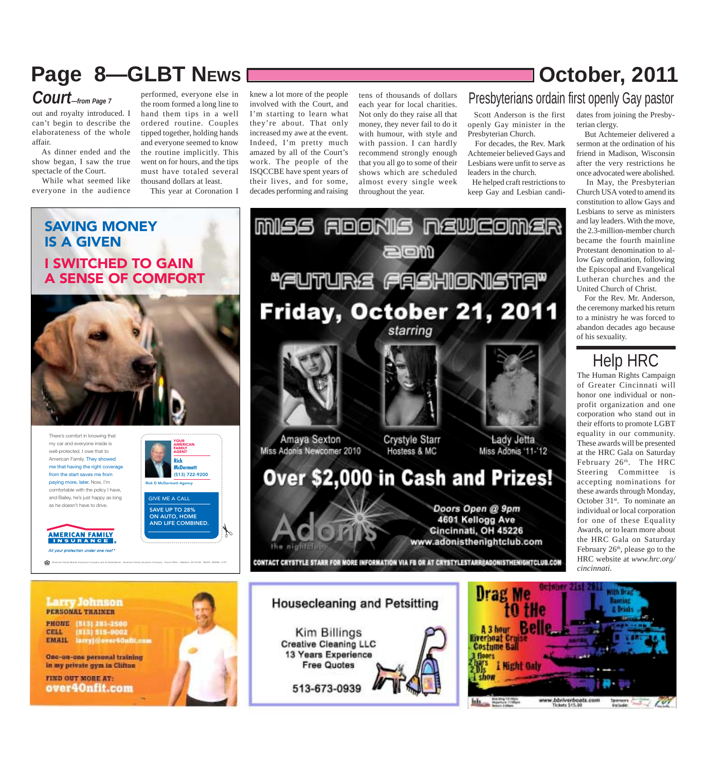## Court—from Page 7

out and royalty introduced. I can't begin to describe the elaborateness of the whole affair.

As dinner ended and the show began, I saw the true spectacle of the Court.

While what seemed like everyone in the audience performed, everyone else in the room formed a long line to hand them tips in a well ordered routine. Couples tipped together, holding hands and everyone seemed to know the routine implicitly. This went on for hours, and the tips must have totaled several thousand dollars at least.

This year at Coronation I knew a lot more of the people involved with the Court, and I'm starting to learn what they're about. That only increased my awe at the event. Indeed, I'm pretty much amazed by all of the Court's work. The people of the ISQCCBE have spent years of their lives, and for some, decades performing and raising tens of thousands of dollars each year for local charities. Not only do they raise all that money, they never fail to do it with humour, with style and with passion. I can hardly recommend strongly enough that you all go to some of their shows which are scheduled almost every single week throughout the year.

## Presbyterians ordain first openly Gay pastor

Scott Anderson is the first openly Gay minister in the Presbyterian Church.

For decades, the Rev. Mark Achtemeier believed Gays and Lesbians were unfit to serve as leaders in the church.

He helped craft restrictions to keep Gay and Lesbian candidates from joining the Presbyterian clergy.

But Achtemeier delivered a sermon at the ordination of his friend in Madison, Wisconsin after the very restrictions he once advocated were abolished.

In May, the Presbyterian Church USA voted to amend its constitution to allow Gays and Lesbians to serve as ministers and lay leaders. With the move, the 2.3-million-member church became the fourth mainline Protestant denomination to allow Gay ordination, following the Episcopal and Evangelical Lutheran churches and the United Church of Christ.

For the Rev. Mr. Anderson, the ceremony marked his return to a ministry he was forced to abandon decades ago because of his sexuality.

## Help HRC

The Human Rights Campaign of Greater Cincinnati will honor one individual or non-profit organization and one corporation who stand out in their efforts to promote LGBT equality in our community. These awards will be presented at the HRC Gala on Saturday February 26th. The HRC Steering Committee is accepting nominations for these awards through Monday, October 31st. To nominate an individual or local corporation for one of these Equality Awards, or to learn more about the HRC Gala on Saturday February 26th, please go to the HRC website at *www.hrc.org/cincinnati.*

---

**SAVING MONEY IS A GIVEN**

**I SWITCHED TO GAIN A SENSE OF COMFORT**

There's comfort in knowing that my car and everyone inside is well-protected. I owe that to American Family. They showed me that having the right coverage from the start saves me from paying more, later. Now, I'm comfortable with the policy I have, and Bailey, he's just happy as long as he doesn't have to drive.

YOUR AMERICAN FAMILY AGENT
Rick McDermott
(513) 722-9200
Rick D McDermott Agency

GIVE ME A CALL
SAVE UP TO 28% ON AUTO, HOME AND LIFE COMBINED.

AMERICAN FAMILY INSURANCE
*All your protection under one roof®*

---

**MISS ADONIS NEWCOMER 2011**
**"FUTURE FASHIONISTA"**
**Friday, October 21, 2011**
*starring*

Amaya Sexton — Miss Adonis Newcomer 2010
Crystyle Starr — Hostess & MC
Lady Jetta — Miss Adonis '11-'12

**Over $2,000 in Cash and Prizes!**

Doors Open @ 9pm
4601 Kellogg Ave
Cincinnati, OH 45226
www.adonisthenightclub.com

Adonis the nightclub

CONTACT CRYSTYLE STARR FOR MORE INFORMATION VIA FB OR AT CRYSTYLESTARR@ADONISTHENIGHTCLUB.COM

---

**Larry Johnson**
PERSONAL TRAINER
PHONE (513) 281-2580
CELL (513) 515-0002
EMAIL larryj@over40nfit.com

One-on-one personal training in my private gym in Clifton

FIND OUT MORE AT:
**over40nfit.com**

---

**Housecleaning and Petsitting**

Kim Billings
Creative Cleaning LLC
13 Years Experience
Free Quotes

513-673-0939

---

**Drag Me to the Belle**
October 21st 2011
A 3 hour Riverboat Cruise Costume Ball
3 floors
2 bars
2 DJs
1 show
1 Night Only
With Drag Dancing & Drinks

www.bbriverboats.com
Tickets $15.00